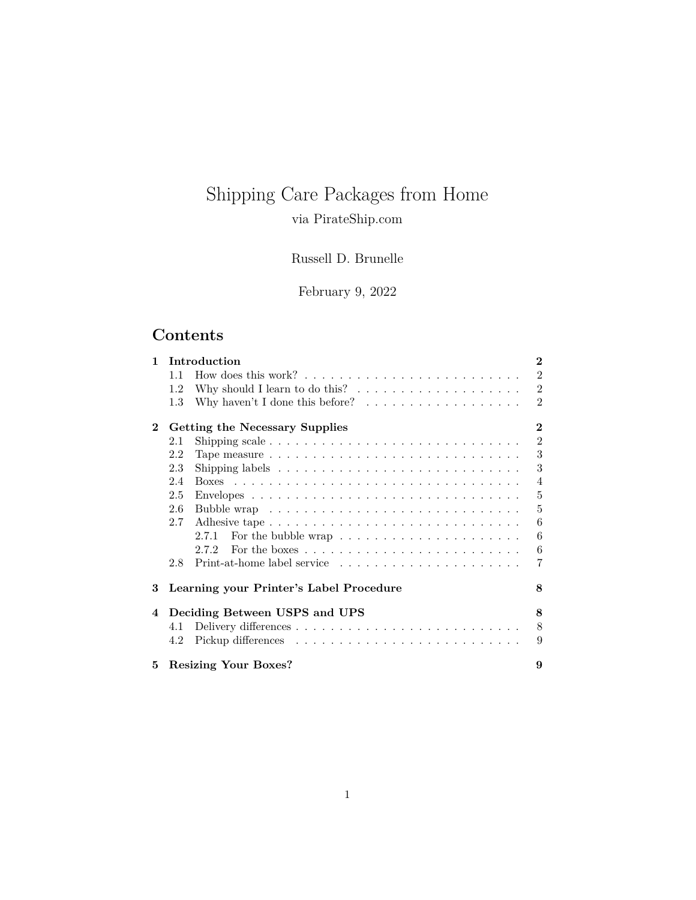# Shipping Care Packages from Home

via PirateShip.com

Russell D. Brunelle

February 9, 2022

## Contents

**1 Introduction** — **2**
- 1.1 How does this work? — 2
- 1.2 Why should I learn to do this? — 2
- 1.3 Why haven't I done this before? — 2

**2 Getting the Necessary Supplies** — **2**
- 2.1 Shipping scale — 2
- 2.2 Tape measure — 3
- 2.3 Shipping labels — 3
- 2.4 Boxes — 4
- 2.5 Envelopes — 5
- 2.6 Bubble wrap — 5
- 2.7 Adhesive tape — 6
  - 2.7.1 For the bubble wrap — 6
  - 2.7.2 For the boxes — 6
- 2.8 Print-at-home label service — 7

**3 Learning your Printer's Label Procedure** — **8**

**4 Deciding Between USPS and UPS** — **8**
- 4.1 Delivery differences — 8
- 4.2 Pickup differences — 9

**5 Resizing Your Boxes?** — **9**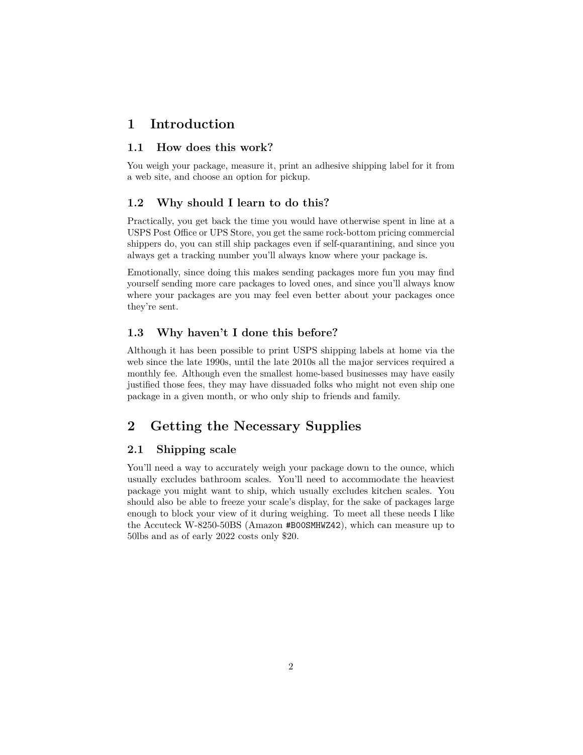# 1 Introduction

## 1.1 How does this work?

You weigh your package, measure it, print an adhesive shipping label for it from a web site, and choose an option for pickup.

## 1.2 Why should I learn to do this?

Practically, you get back the time you would have otherwise spent in line at a USPS Post Office or UPS Store, you get the same rock-bottom pricing commercial shippers do, you can still ship packages even if self-quarantining, and since you always get a tracking number you'll always know where your package is.

Emotionally, since doing this makes sending packages more fun you may find yourself sending more care packages to loved ones, and since you'll always know where your packages are you may feel even better about your packages once they're sent.

## 1.3 Why haven't I done this before?

Although it has been possible to print USPS shipping labels at home via the web since the late 1990s, until the late 2010s all the major services required a monthly fee. Although even the smallest home-based businesses may have easily justified those fees, they may have dissuaded folks who might not even ship one package in a given month, or who only ship to friends and family.

# 2 Getting the Necessary Supplies

## 2.1 Shipping scale

You'll need a way to accurately weigh your package down to the ounce, which usually excludes bathroom scales. You'll need to accommodate the heaviest package you might want to ship, which usually excludes kitchen scales. You should also be able to freeze your scale's display, for the sake of packages large enough to block your view of it during weighing. To meet all these needs I like the Accuteck W-8250-50BS (Amazon `#B00SMHWZ42`), which can measure up to 50lbs and as of early 2022 costs only $20.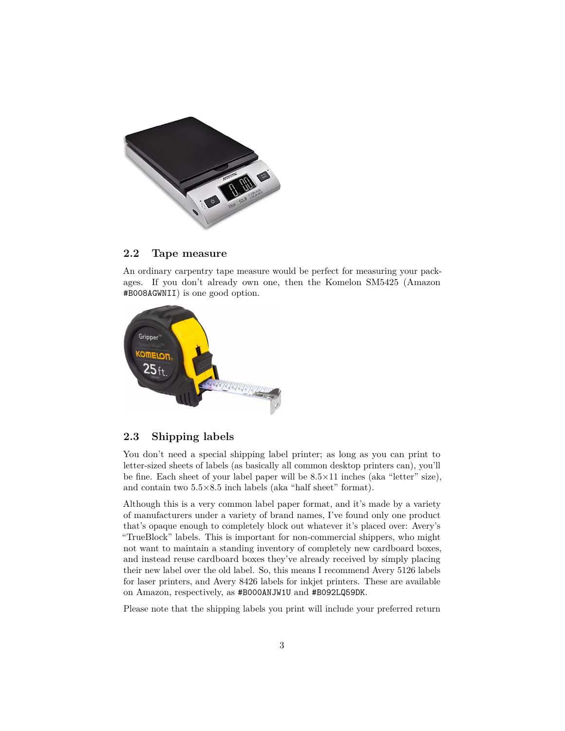## 2.2 Tape measure

An ordinary carpentry tape measure would be perfect for measuring your packages. If you don't already own one, then the Komelon SM5425 (Amazon #B008AGWNII) is one good option.

## 2.3 Shipping labels

You don't need a special shipping label printer; as long as you can print to letter-sized sheets of labels (as basically all common desktop printers can), you'll be fine. Each sheet of your label paper will be 8.5×11 inches (aka "letter" size), and contain two 5.5×8.5 inch labels (aka "half sheet" format).

Although this is a very common label paper format, and it's made by a variety of manufacturers under a variety of brand names, I've found only one product that's opaque enough to completely block out whatever it's placed over: Avery's "TrueBlock" labels. This is important for non-commercial shippers, who might not want to maintain a standing inventory of completely new cardboard boxes, and instead reuse cardboard boxes they've already received by simply placing their new label over the old label. So, this means I recommend Avery 5126 labels for laser printers, and Avery 8426 labels for inkjet printers. These are available on Amazon, respectively, as #B000ANJW1U and #B092LQ59DK.

Please note that the shipping labels you print will include your preferred return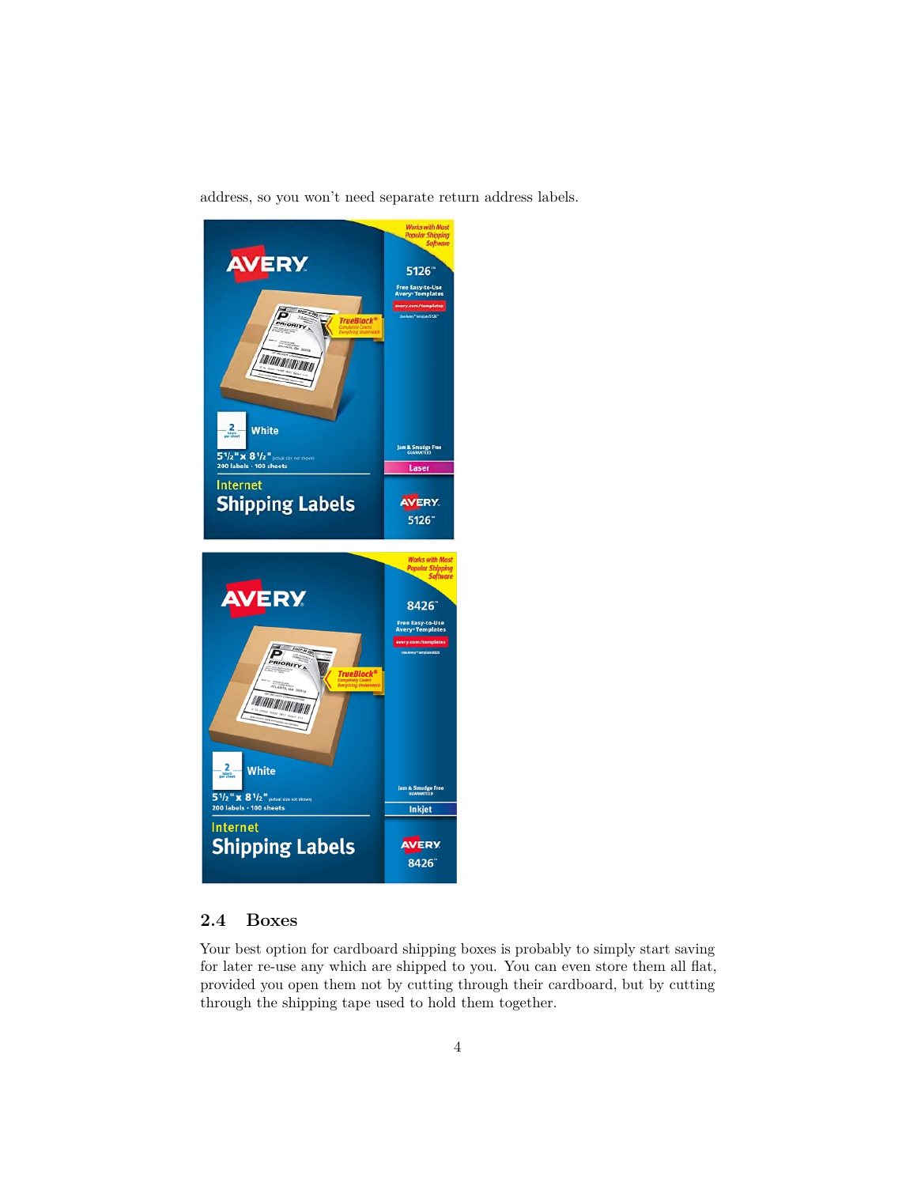address, so you won't need separate return address labels.

## 2.4 Boxes

Your best option for cardboard shipping boxes is probably to simply start saving for later re-use any which are shipped to you. You can even store them all flat, provided you open them not by cutting through their cardboard, but by cutting through the shipping tape used to hold them together.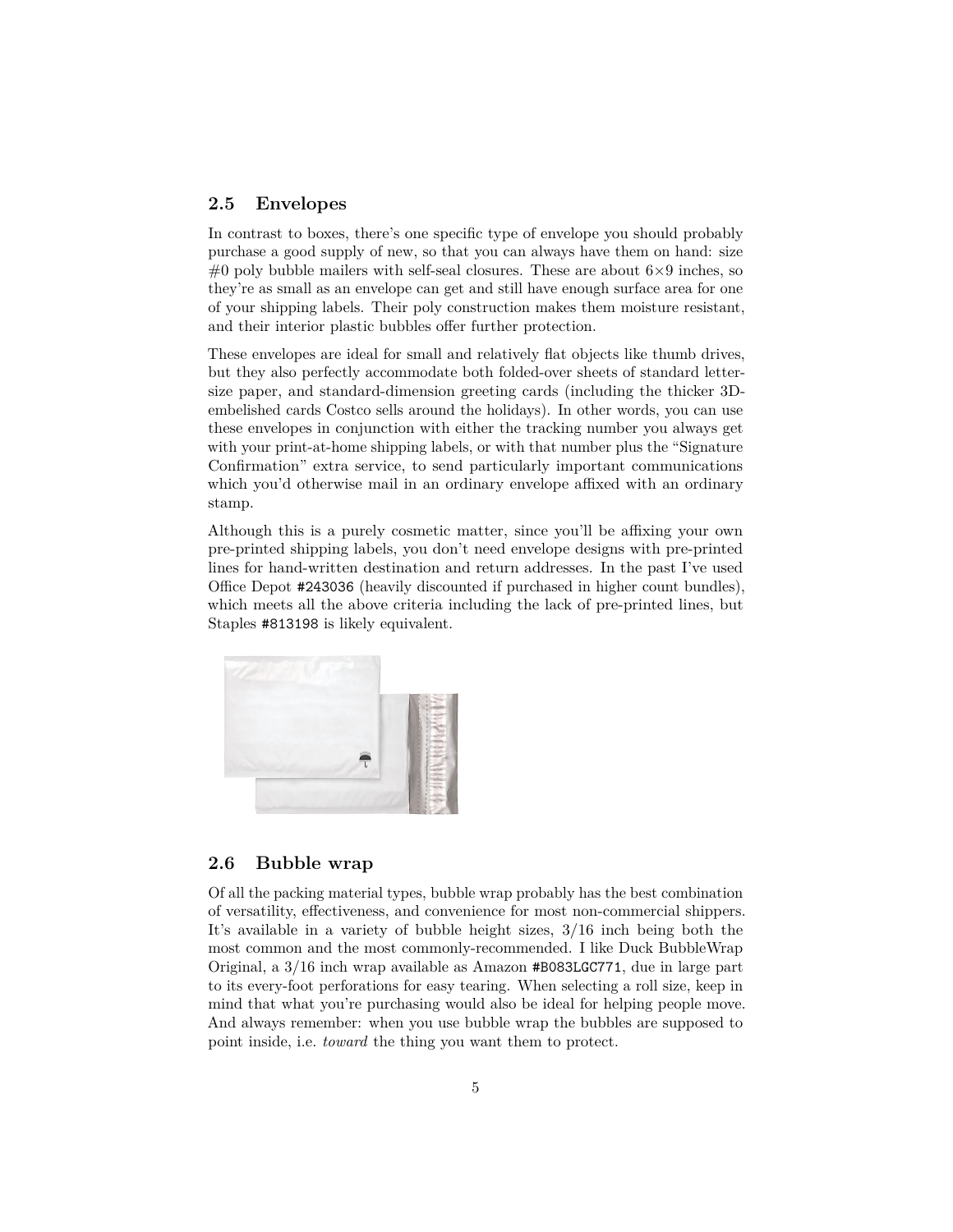## 2.5 Envelopes

In contrast to boxes, there's one specific type of envelope you should probably purchase a good supply of new, so that you can always have them on hand: size #0 poly bubble mailers with self-seal closures. These are about 6×9 inches, so they're as small as an envelope can get and still have enough surface area for one of your shipping labels. Their poly construction makes them moisture resistant, and their interior plastic bubbles offer further protection.

These envelopes are ideal for small and relatively flat objects like thumb drives, but they also perfectly accommodate both folded-over sheets of standard letter-size paper, and standard-dimension greeting cards (including the thicker 3D-embelished cards Costco sells around the holidays). In other words, you can use these envelopes in conjunction with either the tracking number you always get with your print-at-home shipping labels, or with that number plus the "Signature Confirmation" extra service, to send particularly important communications which you'd otherwise mail in an ordinary envelope affixed with an ordinary stamp.

Although this is a purely cosmetic matter, since you'll be affixing your own pre-printed shipping labels, you don't need envelope designs with pre-printed lines for hand-written destination and return addresses. In the past I've used Office Depot `#243036` (heavily discounted if purchased in higher count bundles), which meets all the above criteria including the lack of pre-printed lines, but Staples `#813198` is likely equivalent.

## 2.6 Bubble wrap

Of all the packing material types, bubble wrap probably has the best combination of versatility, effectiveness, and convenience for most non-commercial shippers. It's available in a variety of bubble height sizes, 3/16 inch being both the most common and the most commonly-recommended. I like Duck BubbleWrap Original, a 3/16 inch wrap available as Amazon `#B083LGC771`, due in large part to its every-foot perforations for easy tearing. When selecting a roll size, keep in mind that what you're purchasing would also be ideal for helping people move. And always remember: when you use bubble wrap the bubbles are supposed to point inside, i.e. *toward* the thing you want them to protect.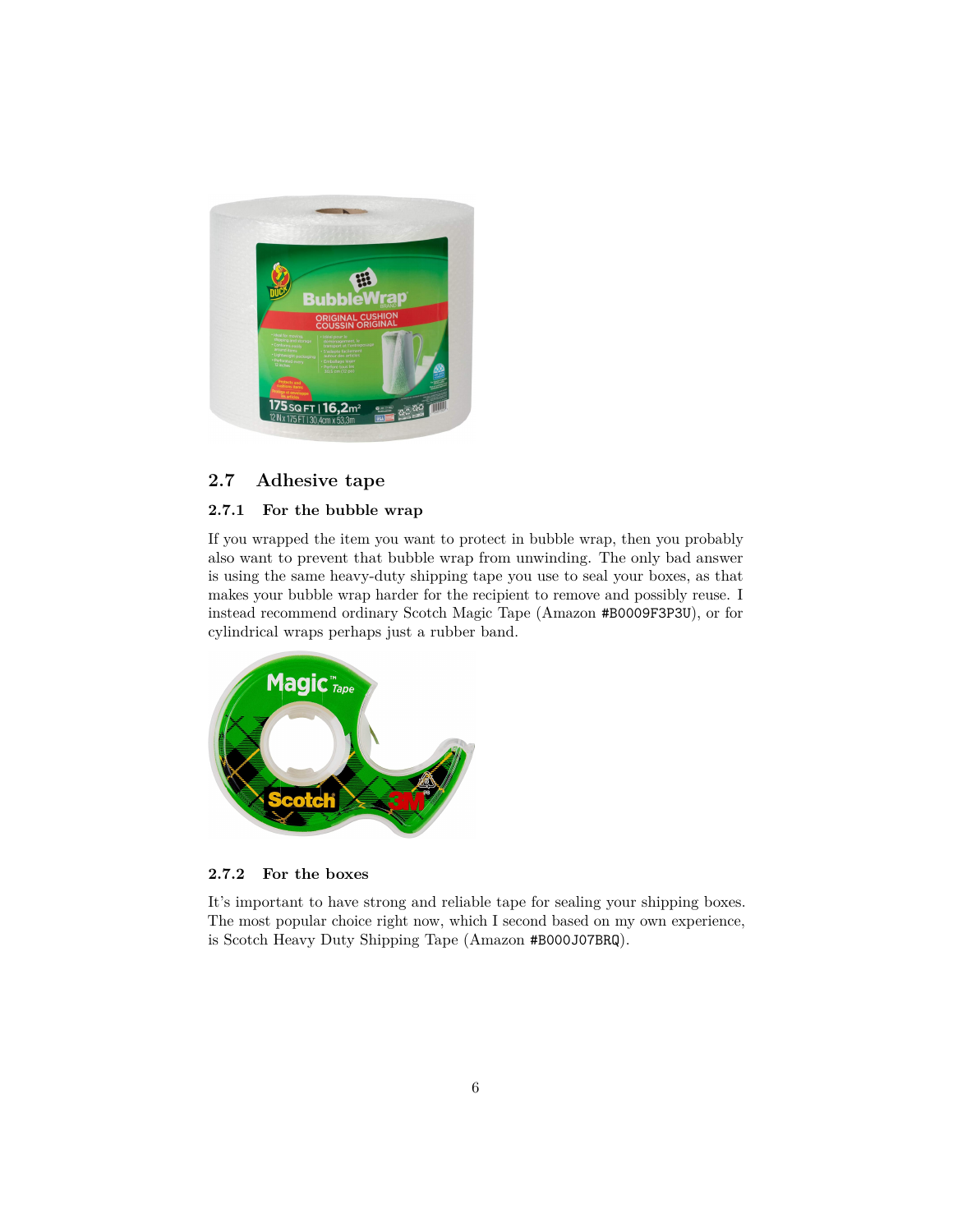## 2.7 Adhesive tape

### 2.7.1 For the bubble wrap

If you wrapped the item you want to protect in bubble wrap, then you probably also want to prevent that bubble wrap from unwinding. The only bad answer is using the same heavy-duty shipping tape you use to seal your boxes, as that makes your bubble wrap harder for the recipient to remove and possibly reuse. I instead recommend ordinary Scotch Magic Tape (Amazon `#B0009F3P3U`), or for cylindrical wraps perhaps just a rubber band.

### 2.7.2 For the boxes

It's important to have strong and reliable tape for sealing your shipping boxes. The most popular choice right now, which I second based on my own experience, is Scotch Heavy Duty Shipping Tape (Amazon `#B000J07BRQ`).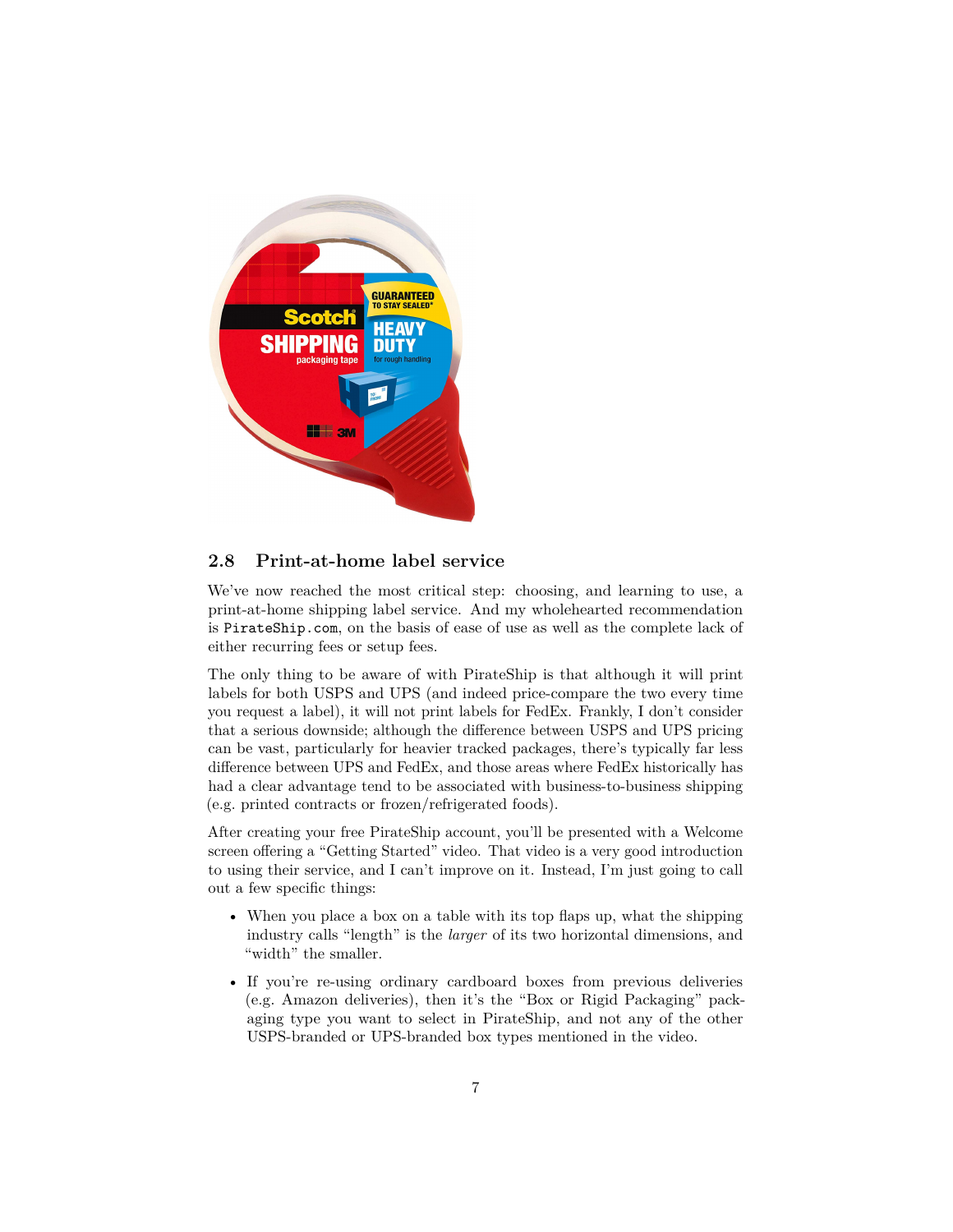## 2.8 Print-at-home label service

We've now reached the most critical step: choosing, and learning to use, a print-at-home shipping label service. And my wholehearted recommendation is `PirateShip.com`, on the basis of ease of use as well as the complete lack of either recurring fees or setup fees.

The only thing to be aware of with PirateShip is that although it will print labels for both USPS and UPS (and indeed price-compare the two every time you request a label), it will not print labels for FedEx. Frankly, I don't consider that a serious downside; although the difference between USPS and UPS pricing can be vast, particularly for heavier tracked packages, there's typically far less difference between UPS and FedEx, and those areas where FedEx historically has had a clear advantage tend to be associated with business-to-business shipping (e.g. printed contracts or frozen/refrigerated foods).

After creating your free PirateShip account, you'll be presented with a Welcome screen offering a "Getting Started" video. That video is a very good introduction to using their service, and I can't improve on it. Instead, I'm just going to call out a few specific things:

- When you place a box on a table with its top flaps up, what the shipping industry calls "length" is the *larger* of its two horizontal dimensions, and "width" the smaller.
- If you're re-using ordinary cardboard boxes from previous deliveries (e.g. Amazon deliveries), then it's the "Box or Rigid Packaging" packaging type you want to select in PirateShip, and not any of the other USPS-branded or UPS-branded box types mentioned in the video.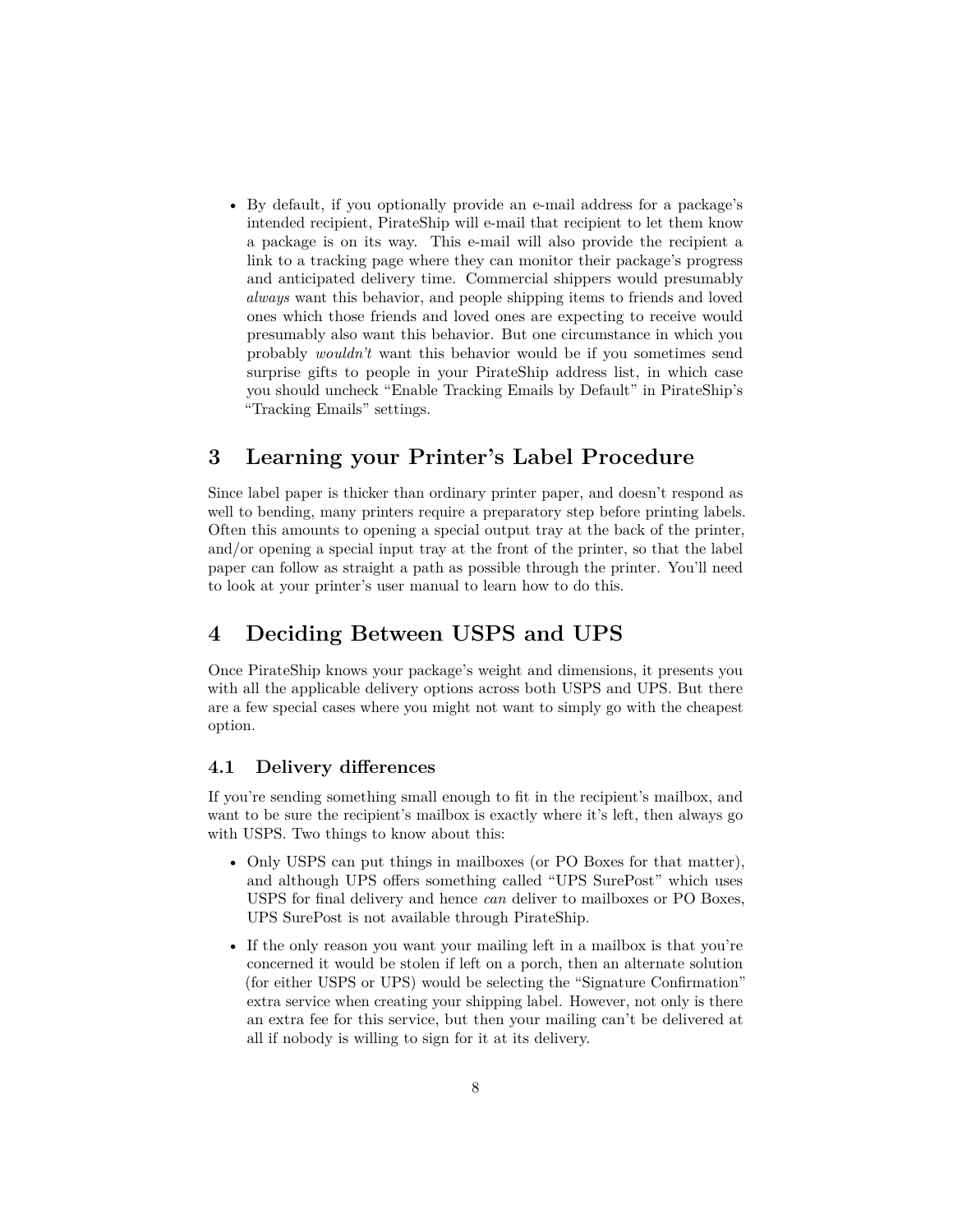- By default, if you optionally provide an e-mail address for a package's intended recipient, PirateShip will e-mail that recipient to let them know a package is on its way. This e-mail will also provide the recipient a link to a tracking page where they can monitor their package's progress and anticipated delivery time. Commercial shippers would presumably *always* want this behavior, and people shipping items to friends and loved ones which those friends and loved ones are expecting to receive would presumably also want this behavior. But one circumstance in which you probably *wouldn't* want this behavior would be if you sometimes send surprise gifts to people in your PirateShip address list, in which case you should uncheck "Enable Tracking Emails by Default" in PirateShip's "Tracking Emails" settings.

## 3 Learning your Printer's Label Procedure

Since label paper is thicker than ordinary printer paper, and doesn't respond as well to bending, many printers require a preparatory step before printing labels. Often this amounts to opening a special output tray at the back of the printer, and/or opening a special input tray at the front of the printer, so that the label paper can follow as straight a path as possible through the printer. You'll need to look at your printer's user manual to learn how to do this.

## 4 Deciding Between USPS and UPS

Once PirateShip knows your package's weight and dimensions, it presents you with all the applicable delivery options across both USPS and UPS. But there are a few special cases where you might not want to simply go with the cheapest option.

### 4.1 Delivery differences

If you're sending something small enough to fit in the recipient's mailbox, and want to be sure the recipient's mailbox is exactly where it's left, then always go with USPS. Two things to know about this:

- Only USPS can put things in mailboxes (or PO Boxes for that matter), and although UPS offers something called "UPS SurePost" which uses USPS for final delivery and hence *can* deliver to mailboxes or PO Boxes, UPS SurePost is not available through PirateShip.
- If the only reason you want your mailing left in a mailbox is that you're concerned it would be stolen if left on a porch, then an alternate solution (for either USPS or UPS) would be selecting the "Signature Confirmation" extra service when creating your shipping label. However, not only is there an extra fee for this service, but then your mailing can't be delivered at all if nobody is willing to sign for it at its delivery.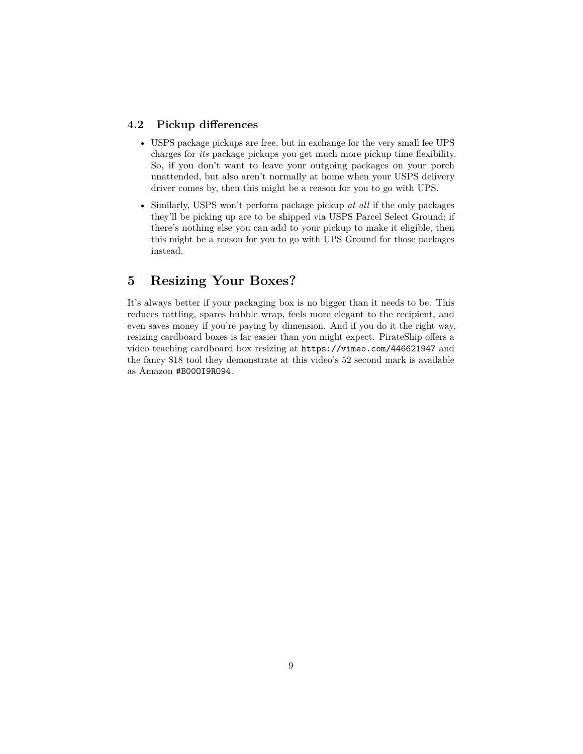### 4.2 Pickup differences

- USPS package pickups are free, but in exchange for the very small fee UPS charges for *its* package pickups you get much more pickup time flexibility. So, if you don't want to leave your outgoing packages on your porch unattended, but also aren't normally at home when your USPS delivery driver comes by, then this might be a reason for you to go with UPS.
- Similarly, USPS won't perform package pickup *at all* if the only packages they'll be picking up are to be shipped via USPS Parcel Select Ground; if there's nothing else you can add to your pickup to make it eligible, then this might be a reason for you to go with UPS Ground for those packages instead.

## 5 Resizing Your Boxes?

It's always better if your packaging box is no bigger than it needs to be. This reduces rattling, spares bubble wrap, feels more elegant to the recipient, and even saves money if you're paying by dimension. And if you do it the right way, resizing cardboard boxes is far easier than you might expect. PirateShip offers a video teaching cardboard box resizing at `https://vimeo.com/446621947` and the fancy $18 tool they demonstrate at this video's 52 second mark is available as Amazon `#B000I9RO94`.